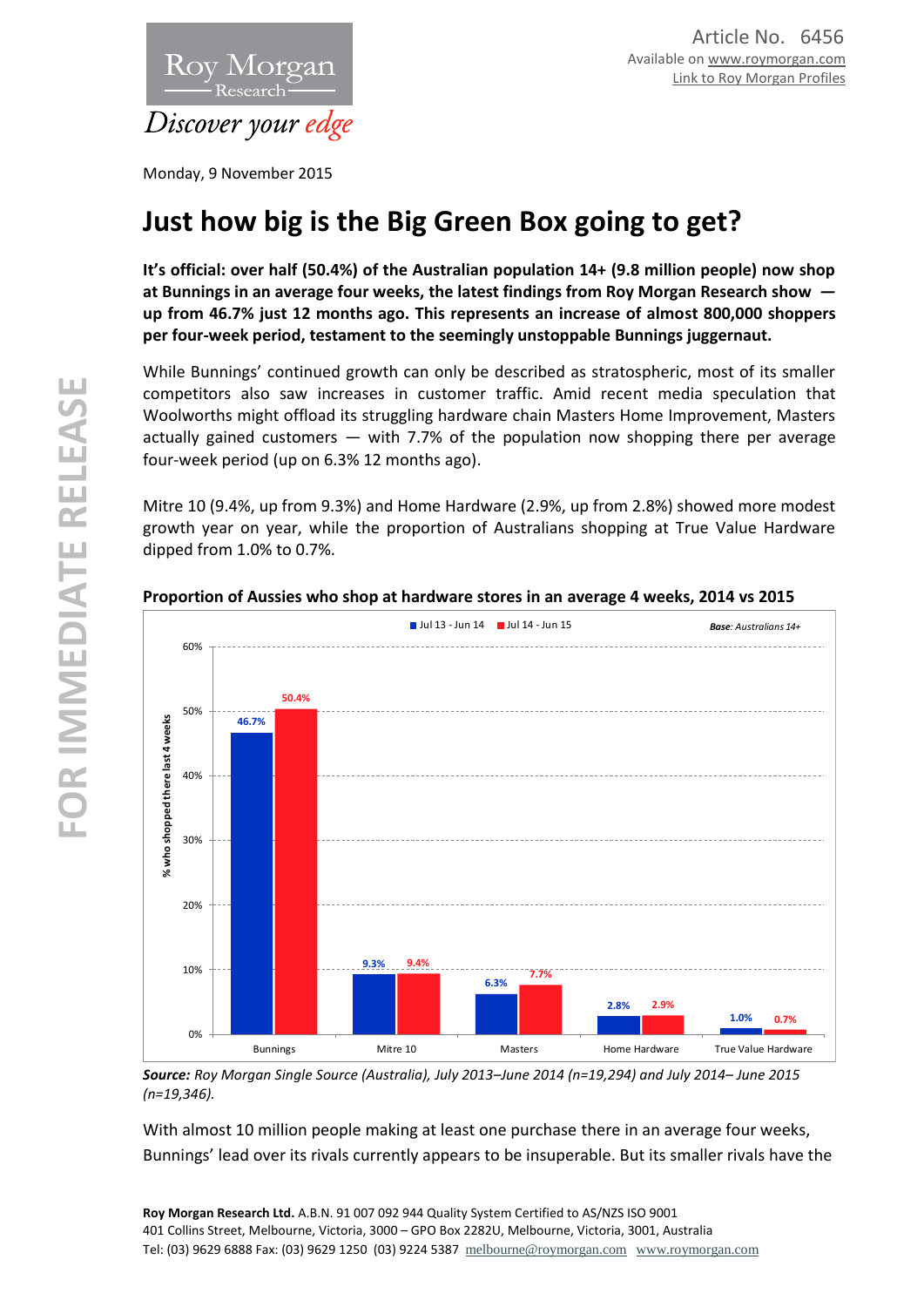Article No. 6456

Available on www.roymorgan.com

Link to Roy Morgan Profiles

Monday, 9 November 2015

# Just how big is the Big Green Box going to get?

**It's official: over half (50.4%) of the Australian population 14+ (9.8 million people) now shop at Bunnings in an average four weeks, the latest findings from Roy Morgan Research show — up from 46.7% just 12 months ago. This represents an increase of almost 800,000 shoppers per four-week period, testament to the seemingly unstoppable Bunnings juggernaut.**

While Bunnings' continued growth can only be described as stratospheric, most of its smaller competitors also saw increases in customer traffic. Amid recent media speculation that Woolworths might offload its struggling hardware chain Masters Home Improvement, Masters actually gained customers — with 7.7% of the population now shopping there per average four-week period (up on 6.3% 12 months ago).

Mitre 10 (9.4%, up from 9.3%) and Home Hardware (2.9%, up from 2.8%) showed more modest growth year on year, while the proportion of Australians shopping at True Value Hardware dipped from 1.0% to 0.7%.

**Proportion of Aussies who shop at hardware stores in an average 4 weeks, 2014 vs 2015**

*Base: Australians 14+*

% who shopped there last 4 weeks:

| Store | Jul 13 - Jun 14 | Jul 14 - Jun 15 |
|---|---|---|
| Bunnings | 46.7% | 50.4% |
| Mitre 10 | 9.3% | 9.4% |
| Masters | 6.3% | 7.7% |
| Home Hardware | 2.8% | 2.9% |
| True Value Hardware | 1.0% | 0.7% |

***Source:*** *Roy Morgan Single Source (Australia), July 2013–June 2014 (n=19,294) and July 2014– June 2015 (n=19,346).*

With almost 10 million people making at least one purchase there in an average four weeks, Bunnings' lead over its rivals currently appears to be insuperable. But its smaller rivals have the

**Roy Morgan Research Ltd.** A.B.N. 91 007 092 944 Quality System Certified to AS/NZS ISO 9001
401 Collins Street, Melbourne, Victoria, 3000 – GPO Box 2282U, Melbourne, Victoria, 3001, Australia
Tel: (03) 9629 6888 Fax: (03) 9629 1250 (03) 9224 5387 melbourne@roymorgan.com www.roymorgan.com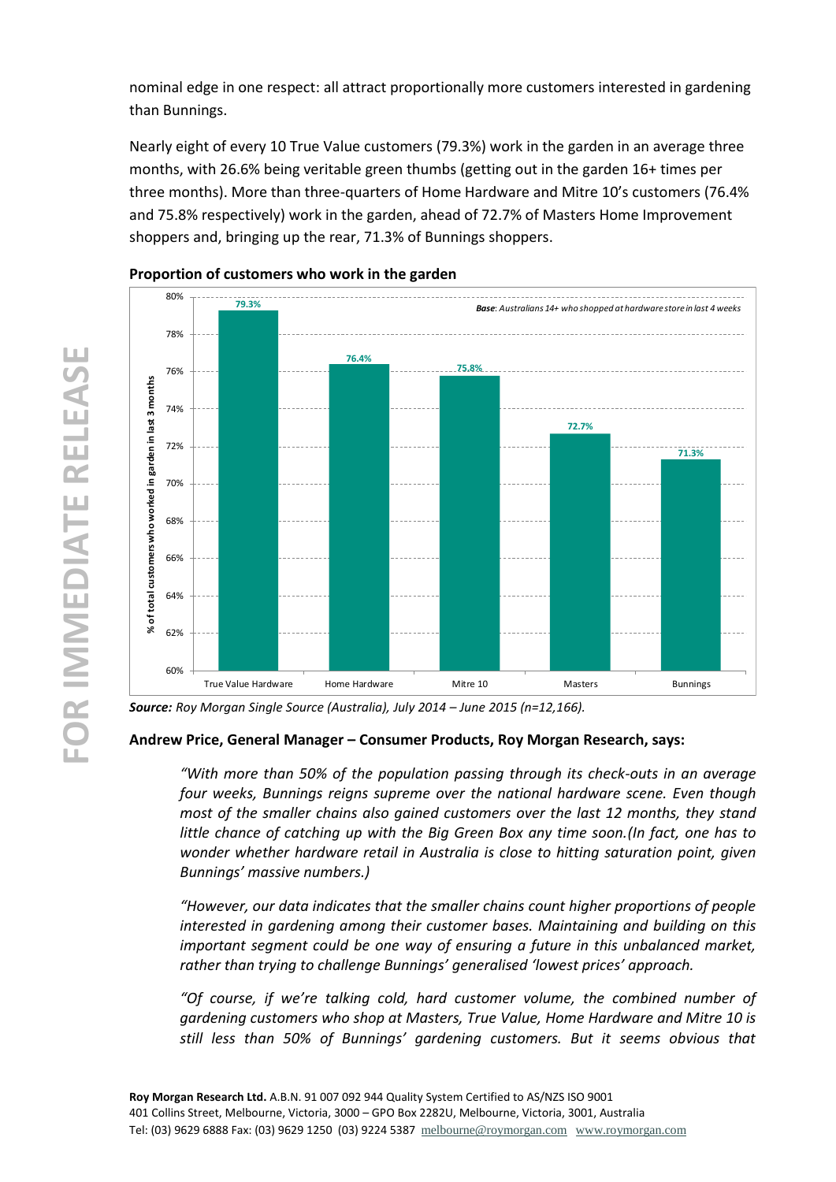nominal edge in one respect: all attract proportionally more customers interested in gardening than Bunnings.

Nearly eight of every 10 True Value customers (79.3%) work in the garden in an average three months, with 26.6% being veritable green thumbs (getting out in the garden 16+ times per three months). More than three-quarters of Home Hardware and Mitre 10's customers (76.4% and 75.8% respectively) work in the garden, ahead of 72.7% of Masters Home Improvement shoppers and, bringing up the rear, 71.3% of Bunnings shoppers.

**Proportion of customers who work in the garden**

***Base**: Australians 14+ who shopped at hardware store in last 4 weeks*

| Store | % of total customers who worked in garden in last 3 months |
|---|---|
| True Value Hardware | 79.3% |
| Home Hardware | 76.4% |
| Mitre 10 | 75.8% |
| Masters | 72.7% |
| Bunnings | 71.3% |

***Source:** Roy Morgan Single Source (Australia), July 2014 – June 2015 (n=12,166).*

**Andrew Price, General Manager – Consumer Products, Roy Morgan Research, says:**

*"With more than 50% of the population passing through its check-outs in an average four weeks, Bunnings reigns supreme over the national hardware scene. Even though most of the smaller chains also gained customers over the last 12 months, they stand little chance of catching up with the Big Green Box any time soon.(In fact, one has to wonder whether hardware retail in Australia is close to hitting saturation point, given Bunnings' massive numbers.)*

*"However, our data indicates that the smaller chains count higher proportions of people interested in gardening among their customer bases. Maintaining and building on this important segment could be one way of ensuring a future in this unbalanced market, rather than trying to challenge Bunnings' generalised 'lowest prices' approach.*

*"Of course, if we're talking cold, hard customer volume, the combined number of gardening customers who shop at Masters, True Value, Home Hardware and Mitre 10 is still less than 50% of Bunnings' gardening customers. But it seems obvious that*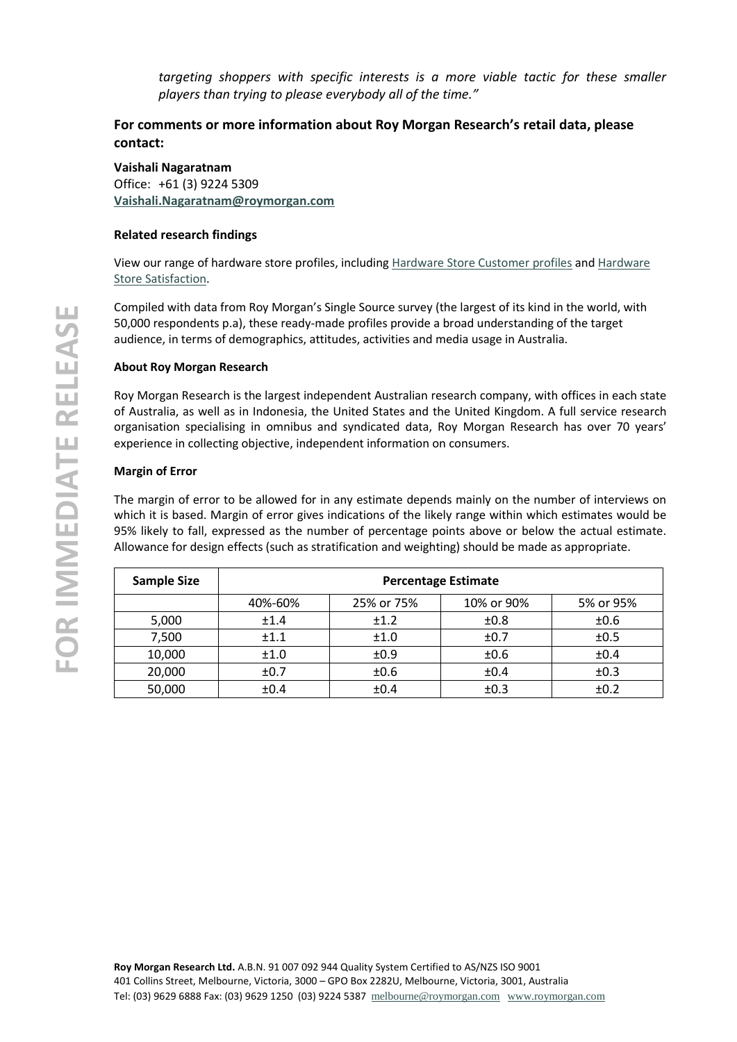*targeting shoppers with specific interests is a more viable tactic for these smaller players than trying to please everybody all of the time."*

## For comments or more information about Roy Morgan Research's retail data, please contact:

**Vaishali Nagaratnam**
Office: +61 (3) 9224 5309
**Vaishali.Nagaratnam@roymorgan.com**

**Related research findings**

View our range of hardware store profiles, including Hardware Store Customer profiles and Hardware Store Satisfaction.

Compiled with data from Roy Morgan's Single Source survey (the largest of its kind in the world, with 50,000 respondents p.a), these ready-made profiles provide a broad understanding of the target audience, in terms of demographics, attitudes, activities and media usage in Australia.

**About Roy Morgan Research**

Roy Morgan Research is the largest independent Australian research company, with offices in each state of Australia, as well as in Indonesia, the United States and the United Kingdom. A full service research organisation specialising in omnibus and syndicated data, Roy Morgan Research has over 70 years' experience in collecting objective, independent information on consumers.

**Margin of Error**

The margin of error to be allowed for in any estimate depends mainly on the number of interviews on which it is based. Margin of error gives indications of the likely range within which estimates would be 95% likely to fall, expressed as the number of percentage points above or below the actual estimate. Allowance for design effects (such as stratification and weighting) should be made as appropriate.

| Sample Size | Percentage Estimate | | | |
|---|---|---|---|---|
| | 40%-60% | 25% or 75% | 10% or 90% | 5% or 95% |
| 5,000 | ±1.4 | ±1.2 | ±0.8 | ±0.6 |
| 7,500 | ±1.1 | ±1.0 | ±0.7 | ±0.5 |
| 10,000 | ±1.0 | ±0.9 | ±0.6 | ±0.4 |
| 20,000 | ±0.7 | ±0.6 | ±0.4 | ±0.3 |
| 50,000 | ±0.4 | ±0.4 | ±0.3 | ±0.2 |